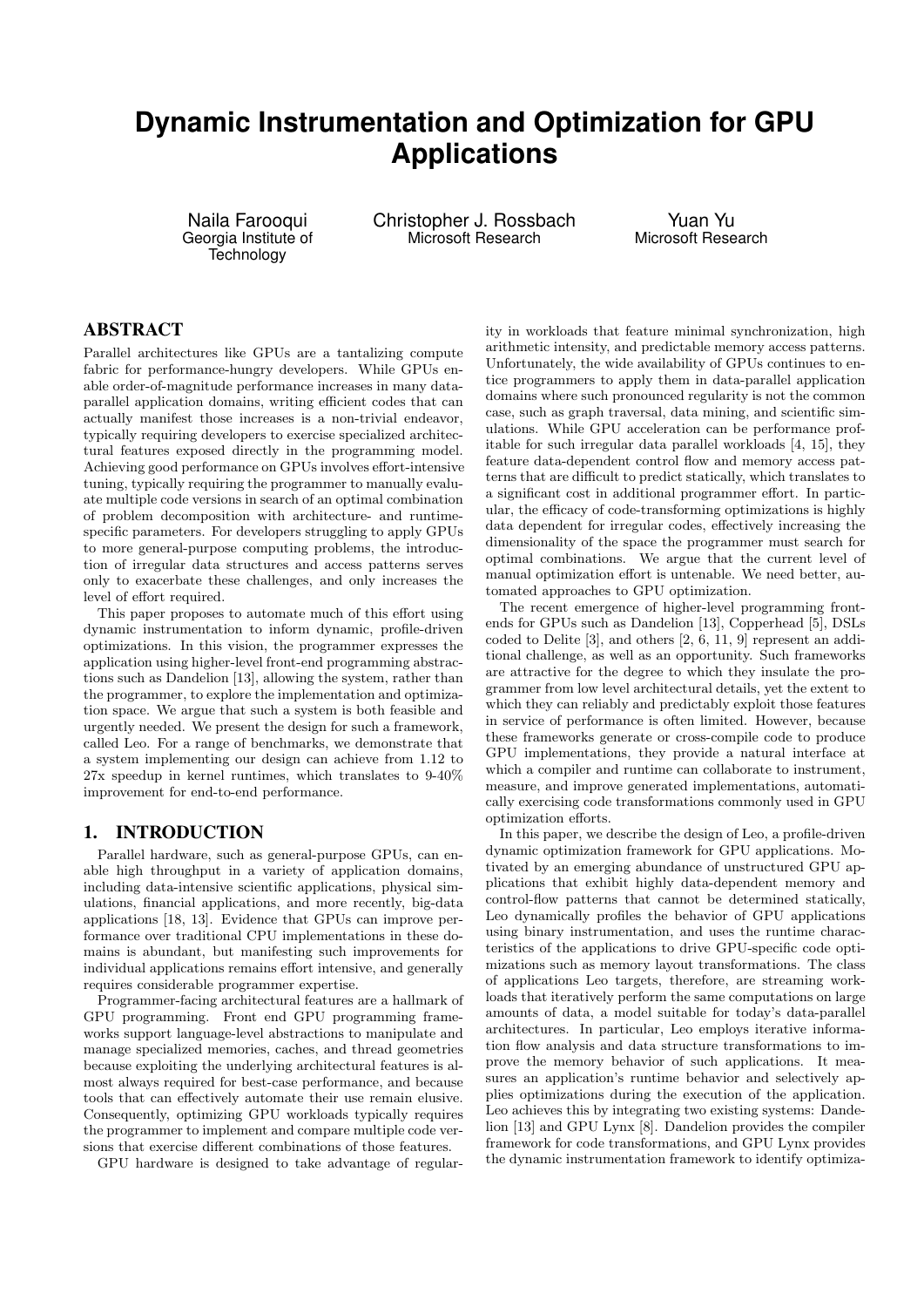# Dynamic Instrumentation and Optimization for GPU Applications

Naila Farooqui
Georgia Institute of Technology

Christopher J. Rossbach
Microsoft Research

Yuan Yu
Microsoft Research

## ABSTRACT

Parallel architectures like GPUs are a tantalizing compute fabric for performance-hungry developers. While GPUs enable order-of-magnitude performance increases in many data-parallel application domains, writing efficient codes that can actually manifest those increases is a non-trivial endeavor, typically requiring developers to exercise specialized architectural features exposed directly in the programming model. Achieving good performance on GPUs involves effort-intensive tuning, typically requiring the programmer to manually evaluate multiple code versions in search of an optimal combination of problem decomposition with architecture- and runtime-specific parameters. For developers struggling to apply GPUs to more general-purpose computing problems, the introduction of irregular data structures and access patterns serves only to exacerbate these challenges, and only increases the level of effort required.

This paper proposes to automate much of this effort using dynamic instrumentation to inform dynamic, profile-driven optimizations. In this vision, the programmer expresses the application using higher-level front-end programming abstractions such as Dandelion [13], allowing the system, rather than the programmer, to explore the implementation and optimization space. We argue that such a system is both feasible and urgently needed. We present the design for such a framework, called Leo. For a range of benchmarks, we demonstrate that a system implementing our design can achieve from 1.12 to 27x speedup in kernel runtimes, which translates to 9-40% improvement for end-to-end performance.

## 1. INTRODUCTION

Parallel hardware, such as general-purpose GPUs, can enable high throughput in a variety of application domains, including data-intensive scientific applications, physical simulations, financial applications, and more recently, big-data applications [18, 13]. Evidence that GPUs can improve performance over traditional CPU implementations in these domains is abundant, but manifesting such improvements for individual applications remains effort intensive, and generally requires considerable programmer expertise.

Programmer-facing architectural features are a hallmark of GPU programming. Front end GPU programming frameworks support language-level abstractions to manipulate and manage specialized memories, caches, and thread geometries because exploiting the underlying architectural features is almost always required for best-case performance, and because tools that can effectively automate their use remain elusive. Consequently, optimizing GPU workloads typically requires the programmer to implement and compare multiple code versions that exercise different combinations of those features.

GPU hardware is designed to take advantage of regularity in workloads that feature minimal synchronization, high arithmetic intensity, and predictable memory access patterns. Unfortunately, the wide availability of GPUs continues to entice programmers to apply them in data-parallel application domains where such pronounced regularity is not the common case, such as graph traversal, data mining, and scientific simulations. While GPU acceleration can be performance profitable for such irregular data parallel workloads [4, 15], they feature data-dependent control flow and memory access patterns that are difficult to predict statically, which translates to a significant cost in additional programmer effort. In particular, the efficacy of code-transforming optimizations is highly data dependent for irregular codes, effectively increasing the dimensionality of the space the programmer must search for optimal combinations. We argue that the current level of manual optimization effort is untenable. We need better, automated approaches to GPU optimization.

The recent emergence of higher-level programming front-ends for GPUs such as Dandelion [13], Copperhead [5], DSLs coded to Delite [3], and others [2, 6, 11, 9] represent an additional challenge, as well as an opportunity. Such frameworks are attractive for the degree to which they insulate the programmer from low level architectural details, yet the extent to which they can reliably and predictably exploit those features in service of performance is often limited. However, because these frameworks generate or cross-compile code to produce GPU implementations, they provide a natural interface at which a compiler and runtime can collaborate to instrument, measure, and improve generated implementations, automatically exercising code transformations commonly used in GPU optimization efforts.

In this paper, we describe the design of Leo, a profile-driven dynamic optimization framework for GPU applications. Motivated by an emerging abundance of unstructured GPU applications that exhibit highly data-dependent memory and control-flow patterns that cannot be determined statically, Leo dynamically profiles the behavior of GPU applications using binary instrumentation, and uses the runtime characteristics of the applications to drive GPU-specific code optimizations such as memory layout transformations. The class of applications Leo targets, therefore, are streaming workloads that iteratively perform the same computations on large amounts of data, a model suitable for today's data-parallel architectures. In particular, Leo employs iterative information flow analysis and data structure transformations to improve the memory behavior of such applications. It measures an application's runtime behavior and selectively applies optimizations during the execution of the application. Leo achieves this by integrating two existing systems: Dandelion [13] and GPU Lynx [8]. Dandelion provides the compiler framework for code transformations, and GPU Lynx provides the dynamic instrumentation framework to identify optimiza-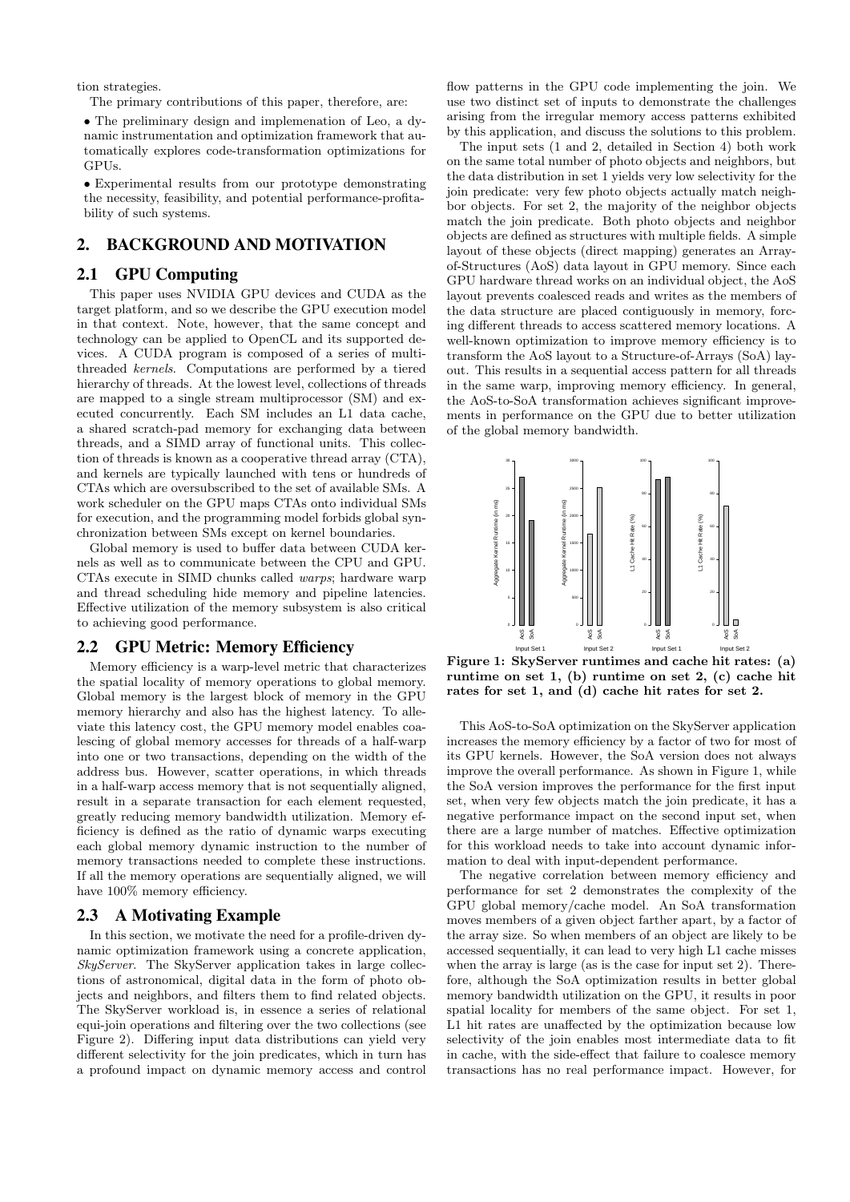tion strategies.

The primary contributions of this paper, therefore, are:

- The preliminary design and implemenation of Leo, a dynamic instrumentation and optimization framework that automatically explores code-transformation optimizations for GPUs.
- Experimental results from our prototype demonstrating the necessity, feasibility, and potential performance-profitability of such systems.

## 2. BACKGROUND AND MOTIVATION

### 2.1 GPU Computing

This paper uses NVIDIA GPU devices and CUDA as the target platform, and so we describe the GPU execution model in that context. Note, however, that the same concept and technology can be applied to OpenCL and its supported devices. A CUDA program is composed of a series of multi-threaded *kernels*. Computations are performed by a tiered hierarchy of threads. At the lowest level, collections of threads are mapped to a single stream multiprocessor (SM) and executed concurrently. Each SM includes an L1 data cache, a shared scratch-pad memory for exchanging data between threads, and a SIMD array of functional units. This collection of threads is known as a cooperative thread array (CTA), and kernels are typically launched with tens or hundreds of CTAs which are oversubscribed to the set of available SMs. A work scheduler on the GPU maps CTAs onto individual SMs for execution, and the programming model forbids global synchronization between SMs except on kernel boundaries.

Global memory is used to buffer data between CUDA kernels as well as to communicate between the CPU and GPU. CTAs execute in SIMD chunks called *warps*; hardware warp and thread scheduling hide memory and pipeline latencies. Effective utilization of the memory subsystem is also critical to achieving good performance.

### 2.2 GPU Metric: Memory Efficiency

Memory efficiency is a warp-level metric that characterizes the spatial locality of memory operations to global memory. Global memory is the largest block of memory in the GPU memory hierarchy and also has the highest latency. To alleviate this latency cost, the GPU memory model enables coalescing of global memory accesses for threads of a half-warp into one or two transactions, depending on the width of the address bus. However, scatter operations, in which threads in a half-warp access memory that is not sequentially aligned, result in a separate transaction for each element requested, greatly reducing memory bandwidth utilization. Memory efficiency is defined as the ratio of dynamic warps executing each global memory dynamic instruction to the number of memory transactions needed to complete these instructions. If all the memory operations are sequentially aligned, we will have 100% memory efficiency.

### 2.3 A Motivating Example

In this section, we motivate the need for a profile-driven dynamic optimization framework using a concrete application, *SkyServer*. The SkyServer application takes in large collections of astronomical, digital data in the form of photo objects and neighbors, and filters them to find related objects. The SkyServer workload is, in essence a series of relational equi-join operations and filtering over the two collections (see Figure 2). Differing input data distributions can yield very different selectivity for the join predicates, which in turn has a profound impact on dynamic memory access and control flow patterns in the GPU code implementing the join. We use two distinct set of inputs to demonstrate the challenges arising from the irregular memory access patterns exhibited by this application, and discuss the solutions to this problem.

The input sets (1 and 2, detailed in Section 4) both work on the same total number of photo objects and neighbors, but the data distribution in set 1 yields very low selectivity for the join predicate: very few photo objects actually match neighbor objects. For set 2, the majority of the neighbor objects match the join predicate. Both photo objects and neighbor objects are defined as structures with multiple fields. A simple layout of these objects (direct mapping) generates an Array-of-Structures (AoS) data layout in GPU memory. Since each GPU hardware thread works on an individual object, the AoS layout prevents coalesced reads and writes as the members of the data structure are placed contiguously in memory, forcing different threads to access scattered memory locations. A well-known optimization to improve memory efficiency is to transform the AoS layout to a Structure-of-Arrays (SoA) layout. This results in a sequential access pattern for all threads in the same warp, improving memory efficiency. In general, the AoS-to-SoA transformation achieves significant improvements in performance on the GPU due to better utilization of the global memory bandwidth.

**Figure 1: SkyServer runtimes and cache hit rates: (a) runtime on set 1, (b) runtime on set 2, (c) cache hit rates for set 1, and (d) cache hit rates for set 2.**

This AoS-to-SoA optimization on the SkyServer application increases the memory efficiency by a factor of two for most of its GPU kernels. However, the SoA version does not always improve the overall performance. As shown in Figure 1, while the SoA version improves the performance for the first input set, when very few objects match the join predicate, it has a negative performance impact on the second input set, when there are a large number of matches. Effective optimization for this workload needs to take into account dynamic information to deal with input-dependent performance.

The negative correlation between memory efficiency and performance for set 2 demonstrates the complexity of the GPU global memory/cache model. An SoA transformation moves members of a given object farther apart, by a factor of the array size. So when members of an object are likely to be accessed sequentially, it can lead to very high L1 cache misses when the array is large (as is the case for input set 2). Therefore, although the SoA optimization results in better global memory bandwidth utilization on the GPU, it results in poor spatial locality for members of the same object. For set 1, L1 hit rates are unaffected by the optimization because low selectivity of the join enables most intermediate data to fit in cache, with the side-effect that failure to coalesce memory transactions has no real performance impact. However, for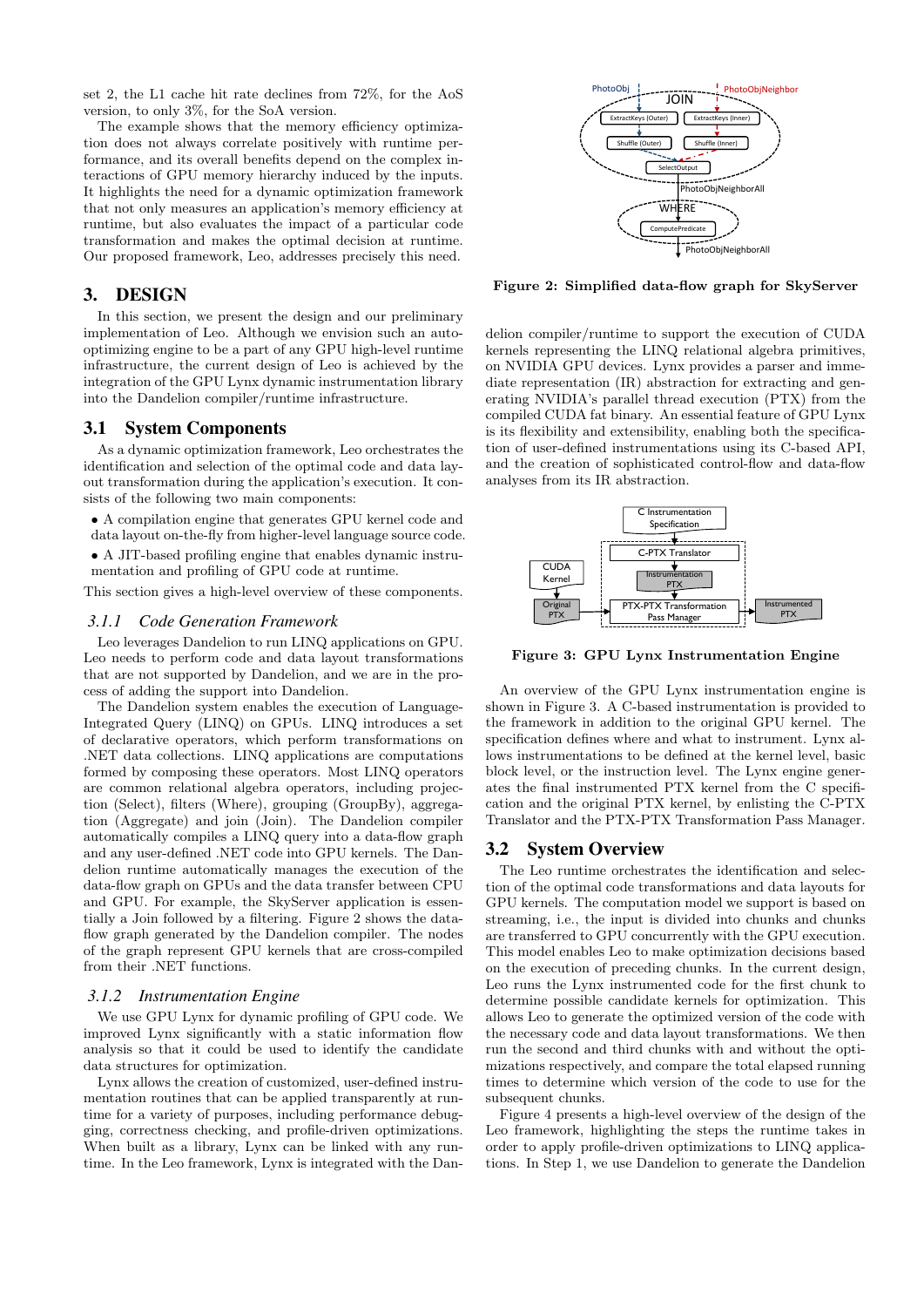set 2, the L1 cache hit rate declines from 72%, for the AoS version, to only 3%, for the SoA version.

The example shows that the memory efficiency optimization does not always correlate positively with runtime performance, and its overall benefits depend on the complex interactions of GPU memory hierarchy induced by the inputs. It highlights the need for a dynamic optimization framework that not only measures an application's memory efficiency at runtime, but also evaluates the impact of a particular code transformation and makes the optimal decision at runtime. Our proposed framework, Leo, addresses precisely this need.

# 3. DESIGN

In this section, we present the design and our preliminary implementation of Leo. Although we envision such an auto-optimizing engine to be a part of any GPU high-level runtime infrastructure, the current design of Leo is achieved by the integration of the GPU Lynx dynamic instrumentation library into the Dandelion compiler/runtime infrastructure.

## 3.1 System Components

As a dynamic optimization framework, Leo orchestrates the identification and selection of the optimal code and data layout transformation during the application's execution. It consists of the following two main components:

- A compilation engine that generates GPU kernel code and data layout on-the-fly from higher-level language source code.
- A JIT-based profiling engine that enables dynamic instrumentation and profiling of GPU code at runtime.

This section gives a high-level overview of these components.

### *3.1.1 Code Generation Framework*

Leo leverages Dandelion to run LINQ applications on GPU. Leo needs to perform code and data layout transformations that are not supported by Dandelion, and we are in the process of adding the support into Dandelion.

The Dandelion system enables the execution of Language-Integrated Query (LINQ) on GPUs. LINQ introduces a set of declarative operators, which perform transformations on .NET data collections. LINQ applications are computations formed by composing these operators. Most LINQ operators are common relational algebra operators, including projection (Select), filters (Where), grouping (GroupBy), aggregation (Aggregate) and join (Join). The Dandelion compiler automatically compiles a LINQ query into a data-flow graph and any user-defined .NET code into GPU kernels. The Dandelion runtime automatically manages the execution of the data-flow graph on GPUs and the data transfer between CPU and GPU. For example, the SkyServer application is essentially a Join followed by a filtering. Figure 2 shows the data-flow graph generated by the Dandelion compiler. The nodes of the graph represent GPU kernels that are cross-compiled from their .NET functions.

### *3.1.2 Instrumentation Engine*

We use GPU Lynx for dynamic profiling of GPU code. We improved Lynx significantly with a static information flow analysis so that it could be used to identify the candidate data structures for optimization.

Lynx allows the creation of customized, user-defined instrumentation routines that can be applied transparently at runtime for a variety of purposes, including performance debugging, correctness checking, and profile-driven optimizations. When built as a library, Lynx can be linked with any runtime. In the Leo framework, Lynx is integrated with the Dandelion compiler/runtime to support the execution of CUDA kernels representing the LINQ relational algebra primitives, on NVIDIA GPU devices. Lynx provides a parser and immediate representation (IR) abstraction for extracting and generating NVIDIA's parallel thread execution (PTX) from the compiled CUDA fat binary. An essential feature of GPU Lynx is its flexibility and extensibility, enabling both the specification of user-defined instrumentations using its C-based API, and the creation of sophisticated control-flow and data-flow analyses from its IR abstraction.

**Figure 2: Simplified data-flow graph for SkyServer**

**Figure 3: GPU Lynx Instrumentation Engine**

An overview of the GPU Lynx instrumentation engine is shown in Figure 3. A C-based instrumentation is provided to the framework in addition to the original GPU kernel. The specification defines where and what to instrument. Lynx allows instrumentations to be defined at the kernel level, basic block level, or the instruction level. The Lynx engine generates the final instrumented PTX kernel from the C specification and the original PTX kernel, by enlisting the C-PTX Translator and the PTX-PTX Transformation Pass Manager.

## 3.2 System Overview

The Leo runtime orchestrates the identification and selection of the optimal code transformations and data layouts for GPU kernels. The computation model we support is based on streaming, i.e., the input is divided into chunks and chunks are transferred to GPU concurrently with the GPU execution. This model enables Leo to make optimization decisions based on the execution of preceding chunks. In the current design, Leo runs the Lynx instrumented code for the first chunk to determine possible candidate kernels for optimization. This allows Leo to generate the optimized version of the code with the necessary code and data layout transformations. We then run the second and third chunks with and without the optimizations respectively, and compare the total elapsed running times to determine which version of the code to use for the subsequent chunks.

Figure 4 presents a high-level overview of the design of the Leo framework, highlighting the steps the runtime takes in order to apply profile-driven optimizations to LINQ applications. In Step 1, we use Dandelion to generate the Dandelion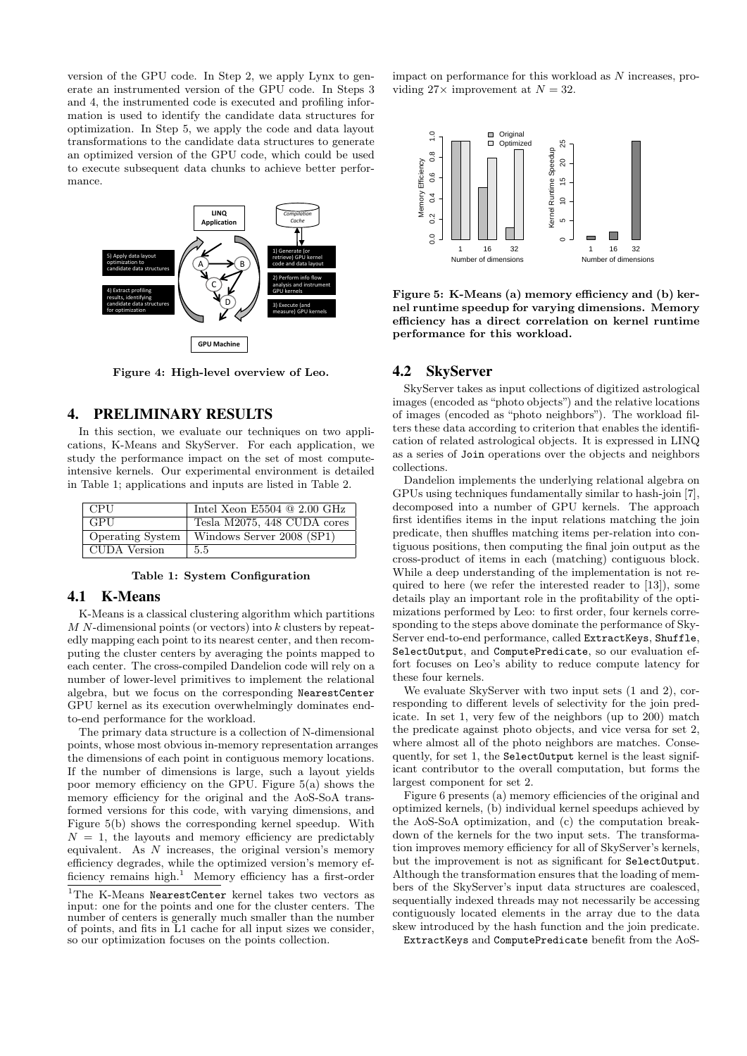version of the GPU code. In Step 2, we apply Lynx to generate an instrumented version of the GPU code. In Steps 3 and 4, the instrumented code is executed and profiling information is used to identify the candidate data structures for optimization. In Step 5, we apply the code and data layout transformations to the candidate data structures to generate an optimized version of the GPU code, which could be used to execute subsequent data chunks to achieve better performance.

**Figure 4: High-level overview of Leo.**

## 4. PRELIMINARY RESULTS

In this section, we evaluate our techniques on two applications, K-Means and SkyServer. For each application, we study the performance impact on the set of most compute-intensive kernels. Our experimental environment is detailed in Table 1; applications and inputs are listed in Table 2.

| CPU | Intel Xeon E5504 @ 2.00 GHz |
|---|---|
| GPU | Tesla M2075, 448 CUDA cores |
| Operating System | Windows Server 2008 (SP1) |
| CUDA Version | 5.5 |

**Table 1: System Configuration**

### 4.1 K-Means

K-Means is a classical clustering algorithm which partitions $M$ $N$-dimensional points (or vectors) into $k$ clusters by repeatedly mapping each point to its nearest center, and then recomputing the cluster centers by averaging the points mapped to each center. The cross-compiled Dandelion code will rely on a number of lower-level primitives to implement the relational algebra, but we focus on the corresponding `NearestCenter` GPU kernel as its execution overwhelmingly dominates end-to-end performance for the workload.

The primary data structure is a collection of N-dimensional points, whose most obvious in-memory representation arranges the dimensions of each point in contiguous memory locations. If the number of dimensions is large, such a layout yields poor memory efficiency on the GPU. Figure 5(a) shows the memory efficiency for the original and the AoS-SoA transformed versions for this code, with varying dimensions, and Figure 5(b) shows the corresponding kernel speedup. With $N = 1$, the layouts and memory efficiency are predictably equivalent. As $N$ increases, the original version's memory efficiency degrades, while the optimized version's memory efficiency remains high.[1] Memory efficiency has a first-order impact on performance for this workload as $N$ increases, providing $27\times$ improvement at $N = 32$.

[1]The K-Means `NearestCenter` kernel takes two vectors as input: one for the points and one for the cluster centers. The number of centers is generally much smaller than the number of points, and fits in L1 cache for all input sizes we consider, so our optimization focuses on the points collection.

**Figure 5: K-Means (a) memory efficiency and (b) kernel runtime speedup for varying dimensions. Memory efficiency has a direct correlation on kernel runtime performance for this workload.**

### 4.2 SkyServer

SkyServer takes as input collections of digitized astrological images (encoded as "photo objects") and the relative locations of images (encoded as "photo neighbors"). The workload filters these data according to criterion that enables the identification of related astrological objects. It is expressed in LINQ as a series of `Join` operations over the objects and neighbors collections.

Dandelion implements the underlying relational algebra on GPUs using techniques fundamentally similar to hash-join [7], decomposed into a number of GPU kernels. The approach first identifies items in the input relations matching the join predicate, then shuffles matching items per-relation into contiguous positions, then computing the final join output as the cross-product of items in each (matching) contiguous block. While a deep understanding of the implementation is not required to here (we refer the interested reader to [13]), some details play an important role in the profitability of the optimizations performed by Leo: to first order, four kernels corresponding to the steps above dominate the performance of SkyServer end-to-end performance, called `ExtractKeys`, `Shuffle`, `SelectOutput`, and `ComputePredicate`, so our evaluation effort focuses on Leo's ability to reduce compute latency for these four kernels.

We evaluate SkyServer with two input sets (1 and 2), corresponding to different levels of selectivity for the join predicate. In set 1, very few of the neighbors (up to 200) match the predicate against photo objects, and vice versa for set 2, where almost all of the photo neighbors are matches. Consequently, for set 1, the `SelectOutput` kernel is the least significant contributor to the overall computation, but forms the largest component for set 2.

Figure 6 presents (a) memory efficiencies of the original and optimized kernels, (b) individual kernel speedups achieved by the AoS-SoA optimization, and (c) the computation breakdown of the kernels for the two input sets. The transformation improves memory efficiency for all of SkyServer's kernels, but the improvement is not as significant for `SelectOutput`. Although the transformation ensures that the loading of members of the SkyServer's input data structures are coalesced, sequentially indexed threads may not necessarily be accessing contiguously located elements in the array due to the data skew introduced by the hash function and the join predicate.

`ExtractKeys` and `ComputePredicate` benefit from the AoS-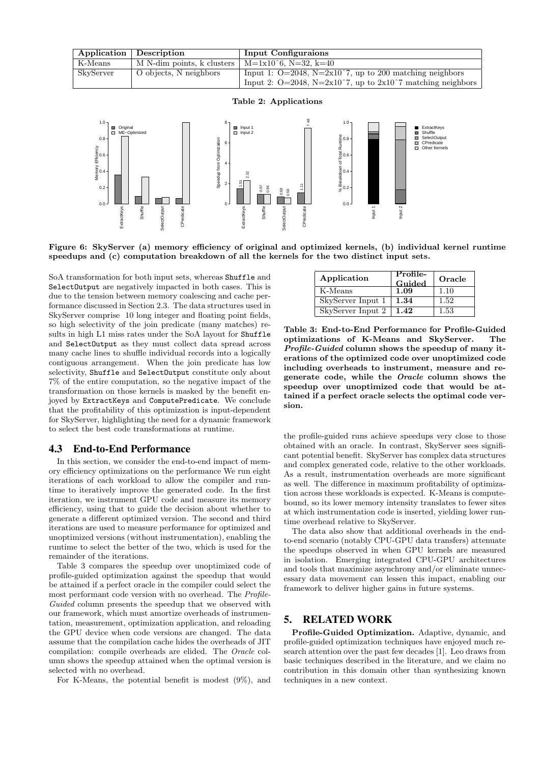| Application | Description | Input Configuraions |
|---|---|---|
| K-Means | M N-dim points, k clusters | M=1x10ˆ6, N=32, k=40 |
| SkyServer | O objects, N neighbors | Input 1: O=2048, N=2x10ˆ7, up to 200 matching neighbors |
| | | Input 2: O=2048, N=2x10ˆ7, up to 2x10ˆ7 matching neighbors |

**Table 2: Applications**

**Figure 6: SkyServer (a) memory efficiency of original and optimized kernels, (b) individual kernel runtime speedups and (c) computation breakdown of all the kernels for the two distinct input sets.**

SoA transformation for both input sets, whereas Shuffle and SelectOutput are negatively impacted in both cases. This is due to the tension between memory coalescing and cache performance discussed in Section 2.3. The data structures used in SkyServer comprise 10 long integer and floating point fields, so high selectivity of the join predicate (many matches) results in high L1 miss rates under the SoA layout for Shuffle and SelectOutput as they must collect data spread across many cache lines to shuffle individual records into a logically contiguous arrangement. When the join predicate has low selectivity, Shuffle and SelectOutput constitute only about 7% of the entire computation, so the negative impact of the transformation on those kernels is masked by the benefit enjoyed by ExtractKeys and ComputePredicate. We conclude that the profitability of this optimization is input-dependent for SkyServer, highlighting the need for a dynamic framework to select the best code transformations at runtime.

## 4.3 End-to-End Performance

In this section, we consider the end-to-end impact of memory efficiency optimizations on the performance We run eight iterations of each workload to allow the compiler and runtime to iteratively improve the generated code. In the first iteration, we instrument GPU code and measure its memory efficiency, using that to guide the decision about whether to generate a different optimized version. The second and third iterations are used to measure performance for optimized and unoptimized versions (without instrumentation), enabling the runtime to select the better of the two, which is used for the remainder of the iterations.

Table 3 compares the speedup over unoptimized code of profile-guided optimization against the speedup that would be attained if a perfect oracle in the compiler could select the most performant code version with no overhead. The *Profile-Guided* column presents the speedup that we observed with our framework, which must amortize overheads of instrumentation, measurement, optimization application, and reloading the GPU device when code versions are changed. The data assume that the compilation cache hides the overheads of JIT compilation: compile overheads are elided. The *Oracle* column shows the speedup attained when the optimal version is selected with no overhead.

For K-Means, the potential benefit is modest (9%), and

| Application | Profile-Guided | Oracle |
|---|---|---|
| K-Means | **1.09** | 1.10 |
| SkyServer Input 1 | **1.34** | 1.52 |
| SkyServer Input 2 | **1.42** | 1.53 |

**Table 3: End-to-End Performance for Profile-Guided optimizations of K-Means and SkyServer. The *Profile-Guided* column shows the speedup of many iterations of the optimized code over unoptimized code including overheads to instrument, measure and regenerate code, while the *Oracle* column shows the speedup over unoptimized code that would be attained if a perfect oracle selects the optimal code version.**

the profile-guided runs achieve speedups very close to those obtained with an oracle. In contrast, SkyServer sees significant potential benefit. SkyServer has complex data structures and complex generated code, relative to the other workloads. As a result, instrumentation overheads are more significant as well. The difference in maximum profitability of optimization across these workloads is expected. K-Means is compute-bound, so its lower memory intensity translates to fewer sites at which instrumentation code is inserted, yielding lower runtime overhead relative to SkyServer.

The data also show that additional overheads in the end-to-end scenario (notably CPU-GPU data transfers) attenuate the speedups observed in when GPU kernels are measured in isolation. Emerging integrated CPU-GPU architectures and tools that maximize asynchrony and/or eliminate unnecessary data movement can lessen this impact, enabling our framework to deliver higher gains in future systems.

# 5. RELATED WORK

**Profile-Guided Optimization.** Adaptive, dynamic, and profile-guided optimization techniques have enjoyed much research attention over the past few decades [1]. Leo draws from basic techniques described in the literature, and we claim no contribution in this domain other than synthesizing known techniques in a new context.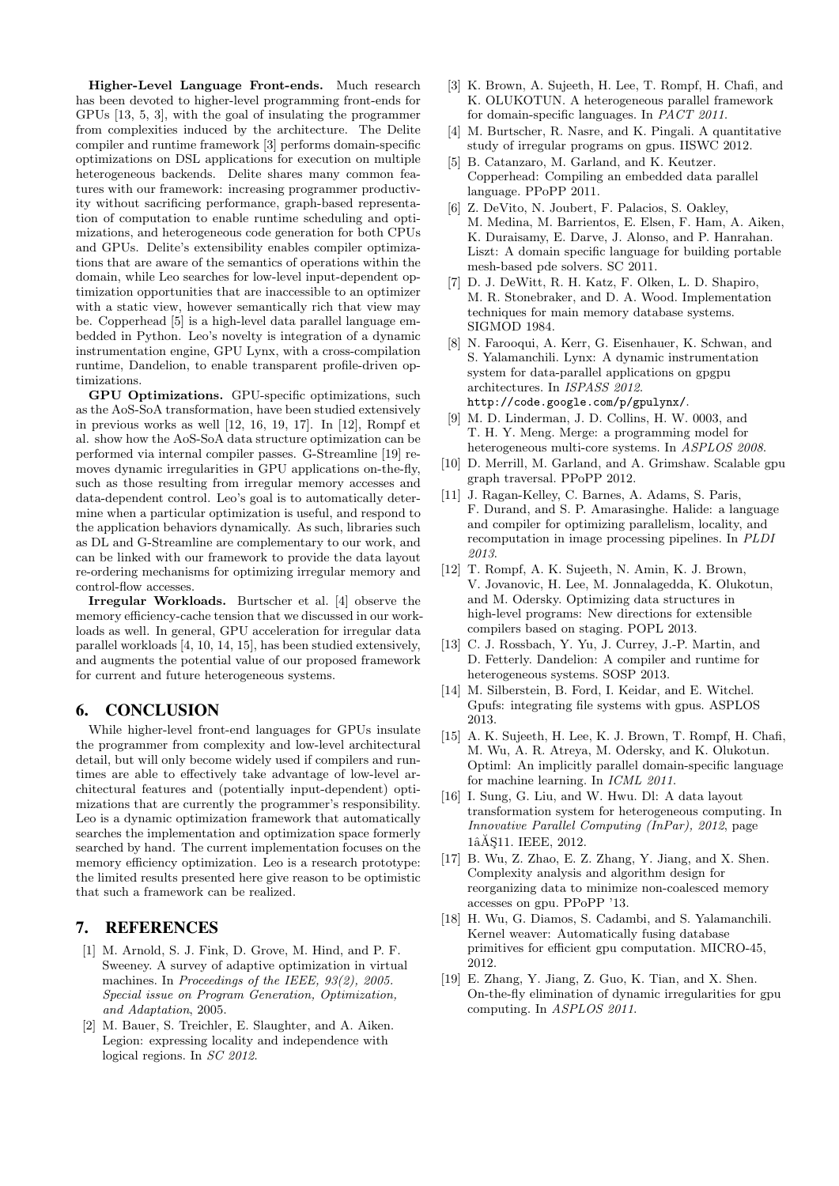**Higher-Level Language Front-ends.** Much research has been devoted to higher-level programming front-ends for GPUs [13, 5, 3], with the goal of insulating the programmer from complexities induced by the architecture. The Delite compiler and runtime framework [3] performs domain-specific optimizations on DSL applications for execution on multiple heterogeneous backends. Delite shares many common features with our framework: increasing programmer productivity without sacrificing performance, graph-based representation of computation to enable runtime scheduling and optimizations, and heterogeneous code generation for both CPUs and GPUs. Delite's extensibility enables compiler optimizations that are aware of the semantics of operations within the domain, while Leo searches for low-level input-dependent optimization opportunities that are inaccessible to an optimizer with a static view, however semantically rich that view may be. Copperhead [5] is a high-level data parallel language embedded in Python. Leo's novelty is integration of a dynamic instrumentation engine, GPU Lynx, with a cross-compilation runtime, Dandelion, to enable transparent profile-driven optimizations.

**GPU Optimizations.** GPU-specific optimizations, such as the AoS-SoA transformation, have been studied extensively in previous works as well [12, 16, 19, 17]. In [12], Rompf et al. show how the AoS-SoA data structure optimization can be performed via internal compiler passes. G-Streamline [19] removes dynamic irregularities in GPU applications on-the-fly, such as those resulting from irregular memory accesses and data-dependent control. Leo's goal is to automatically determine when a particular optimization is useful, and respond to the application behaviors dynamically. As such, libraries such as DL and G-Streamline are complementary to our work, and can be linked with our framework to provide the data layout re-ordering mechanisms for optimizing irregular memory and control-flow accesses.

**Irregular Workloads.** Burtscher et al. [4] observe the memory efficiency-cache tension that we discussed in our workloads as well. In general, GPU acceleration for irregular data parallel workloads [4, 10, 14, 15], has been studied extensively, and augments the potential value of our proposed framework for current and future heterogeneous systems.

## 6. CONCLUSION

While higher-level front-end languages for GPUs insulate the programmer from complexity and low-level architectural detail, but will only become widely used if compilers and runtimes are able to effectively take advantage of low-level architectural features and (potentially input-dependent) optimizations that are currently the programmer's responsibility. Leo is a dynamic optimization framework that automatically searches the implementation and optimization space formerly searched by hand. The current implementation focuses on the memory efficiency optimization. Leo is a research prototype: the limited results presented here give reason to be optimistic that such a framework can be realized.

## 7. REFERENCES

[1] M. Arnold, S. J. Fink, D. Grove, M. Hind, and P. F. Sweeney. A survey of adaptive optimization in virtual machines. In *Proceedings of the IEEE, 93(2), 2005. Special issue on Program Generation, Optimization, and Adaptation*, 2005.

[2] M. Bauer, S. Treichler, E. Slaughter, and A. Aiken. Legion: expressing locality and independence with logical regions. In *SC 2012*.

[3] K. Brown, A. Sujeeth, H. Lee, T. Rompf, H. Chafi, and K. OLUKOTUN. A heterogeneous parallel framework for domain-specific languages. In *PACT 2011*.

[4] M. Burtscher, R. Nasre, and K. Pingali. A quantitative study of irregular programs on gpus. IISWC 2012.

[5] B. Catanzaro, M. Garland, and K. Keutzer. Copperhead: Compiling an embedded data parallel language. PPoPP 2011.

[6] Z. DeVito, N. Joubert, F. Palacios, S. Oakley, M. Medina, M. Barrientos, E. Elsen, F. Ham, A. Aiken, K. Duraisamy, E. Darve, J. Alonso, and P. Hanrahan. Liszt: A domain specific language for building portable mesh-based pde solvers. SC 2011.

[7] D. J. DeWitt, R. H. Katz, F. Olken, L. D. Shapiro, M. R. Stonebraker, and D. A. Wood. Implementation techniques for main memory database systems. SIGMOD 1984.

[8] N. Farooqui, A. Kerr, G. Eisenhauer, K. Schwan, and S. Yalamanchili. Lynx: A dynamic instrumentation system for data-parallel applications on gpgpu architectures. In *ISPASS 2012*. `http://code.google.com/p/gpulynx/`.

[9] M. D. Linderman, J. D. Collins, H. W. 0003, and T. H. Y. Meng. Merge: a programming model for heterogeneous multi-core systems. In *ASPLOS 2008*.

[10] D. Merrill, M. Garland, and A. Grimshaw. Scalable gpu graph traversal. PPoPP 2012.

[11] J. Ragan-Kelley, C. Barnes, A. Adams, S. Paris, F. Durand, and S. P. Amarasinghe. Halide: a language and compiler for optimizing parallelism, locality, and recomputation in image processing pipelines. In *PLDI 2013*.

[12] T. Rompf, A. K. Sujeeth, N. Amin, K. J. Brown, V. Jovanovic, H. Lee, M. Jonnalagedda, K. Olukotun, and M. Odersky. Optimizing data structures in high-level programs: New directions for extensible compilers based on staging. POPL 2013.

[13] C. J. Rossbach, Y. Yu, J. Currey, J.-P. Martin, and D. Fetterly. Dandelion: A compiler and runtime for heterogeneous systems. SOSP 2013.

[14] M. Silberstein, B. Ford, I. Keidar, and E. Witchel. Gpufs: integrating file systems with gpus. ASPLOS 2013.

[15] A. K. Sujeeth, H. Lee, K. J. Brown, T. Rompf, H. Chafi, M. Wu, A. R. Atreya, M. Odersky, and K. Olukotun. Optiml: An implicitly parallel domain-specific language for machine learning. In *ICML 2011*.

[16] I. Sung, G. Liu, and W. Hwu. Dl: A data layout transformation system for heterogeneous computing. In *Innovative Parallel Computing (InPar), 2012*, page 1âĂŞ11. IEEE, 2012.

[17] B. Wu, Z. Zhao, E. Z. Zhang, Y. Jiang, and X. Shen. Complexity analysis and algorithm design for reorganizing data to minimize non-coalesced memory accesses on gpu. PPoPP '13.

[18] H. Wu, G. Diamos, S. Cadambi, and S. Yalamanchili. Kernel weaver: Automatically fusing database primitives for efficient gpu computation. MICRO-45, 2012.

[19] E. Zhang, Y. Jiang, Z. Guo, K. Tian, and X. Shen. On-the-fly elimination of dynamic irregularities for gpu computing. In *ASPLOS 2011*.